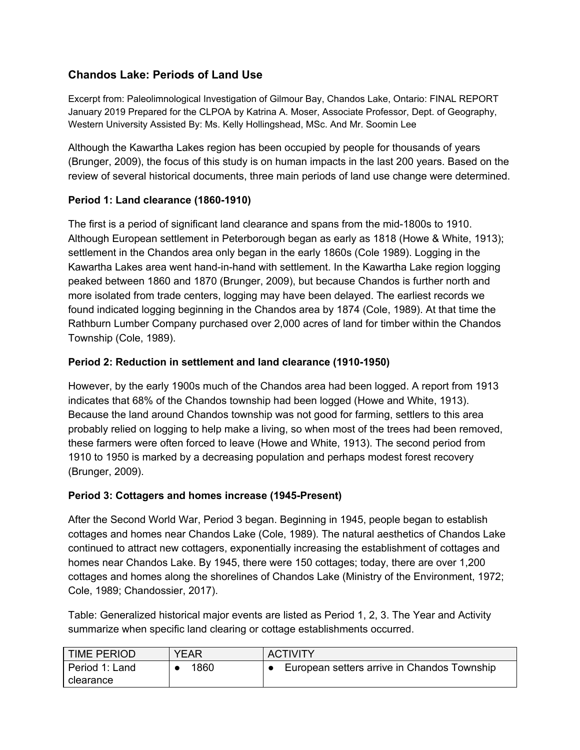## Chandos Lake: Periods of Land Use

Excerpt from: Paleolimnological Investigation of Gilmour Bay, Chandos Lake, Ontario: FINAL REPORT January 2019 Prepared for the CLPOA by Katrina A. Moser, Associate Professor, Dept. of Geography, Western University Assisted By: Ms. Kelly Hollingshead, MSc. And Mr. Soomin Lee

Although the Kawartha Lakes region has been occupied by people for thousands of years (Brunger, 2009), the focus of this study is on human impacts in the last 200 years. Based on the review of several historical documents, three main periods of land use change were determined.

### Period 1: Land clearance (1860-1910)

The first is a period of significant land clearance and spans from the mid-1800s to 1910. Although European settlement in Peterborough began as early as 1818 (Howe & White, 1913); settlement in the Chandos area only began in the early 1860s (Cole 1989). Logging in the Kawartha Lakes area went hand-in-hand with settlement. In the Kawartha Lake region logging peaked between 1860 and 1870 (Brunger, 2009), but because Chandos is further north and more isolated from trade centers, logging may have been delayed. The earliest records we found indicated logging beginning in the Chandos area by 1874 (Cole, 1989). At that time the Rathburn Lumber Company purchased over 2,000 acres of land for timber within the Chandos Township (Cole, 1989).

### Period 2: Reduction in settlement and land clearance (1910-1950)

However, by the early 1900s much of the Chandos area had been logged. A report from 1913 indicates that 68% of the Chandos township had been logged (Howe and White, 1913). Because the land around Chandos township was not good for farming, settlers to this area probably relied on logging to help make a living, so when most of the trees had been removed, these farmers were often forced to leave (Howe and White, 1913). The second period from 1910 to 1950 is marked by a decreasing population and perhaps modest forest recovery (Brunger, 2009).

### Period 3: Cottagers and homes increase (1945-Present)

After the Second World War, Period 3 began. Beginning in 1945, people began to establish cottages and homes near Chandos Lake (Cole, 1989). The natural aesthetics of Chandos Lake continued to attract new cottagers, exponentially increasing the establishment of cottages and homes near Chandos Lake. By 1945, there were 150 cottages; today, there are over 1,200 cottages and homes along the shorelines of Chandos Lake (Ministry of the Environment, 1972; Cole, 1989; Chandossier, 2017).

Table: Generalized historical major events are listed as Period 1, 2, 3. The Year and Activity summarize when specific land clearing or cottage establishments occurred.

| TIME PERIOD | YEAR | ACTIVITY |
|---|---|---|
| Period 1: Land clearance | • 1860 | • European setters arrive in Chandos Township |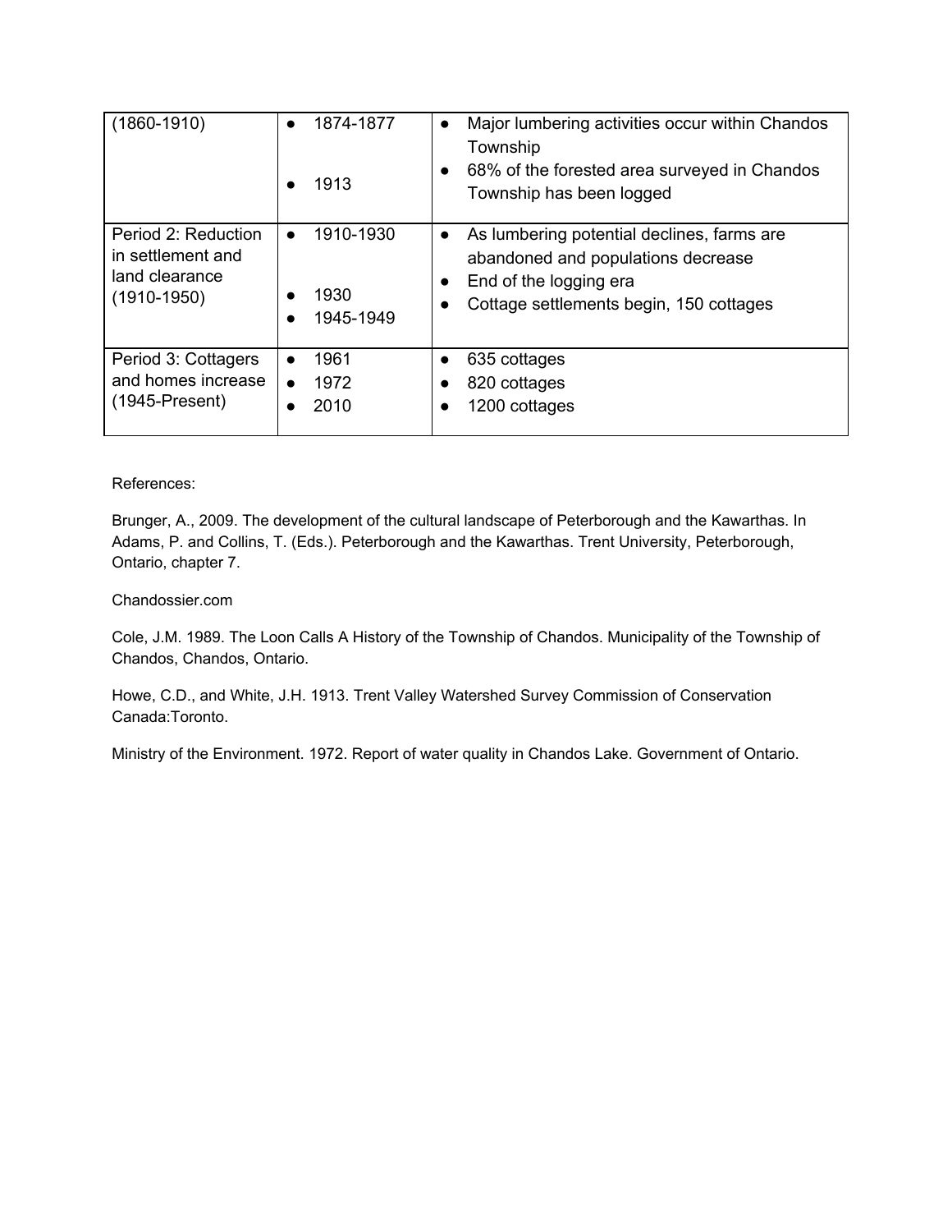| | | |
|---|---|---|
| (1860-1910) | • 1874-1877<br>• 1913 | • Major lumbering activities occur within Chandos Township<br>• 68% of the forested area surveyed in Chandos Township has been logged |
| Period 2: Reduction in settlement and land clearance (1910-1950) | • 1910-1930<br>• 1930<br>• 1945-1949 | • As lumbering potential declines, farms are abandoned and populations decrease<br>• End of the logging era<br>• Cottage settlements begin, 150 cottages |
| Period 3: Cottagers and homes increase (1945-Present) | • 1961<br>• 1972<br>• 2010 | • 635 cottages<br>• 820 cottages<br>• 1200 cottages |

References:

Brunger, A., 2009. The development of the cultural landscape of Peterborough and the Kawarthas. In Adams, P. and Collins, T. (Eds.). Peterborough and the Kawarthas. Trent University, Peterborough, Ontario, chapter 7.

Chandossier.com

Cole, J.M. 1989. The Loon Calls A History of the Township of Chandos. Municipality of the Township of Chandos, Chandos, Ontario.

Howe, C.D., and White, J.H. 1913. Trent Valley Watershed Survey Commission of Conservation Canada:Toronto.

Ministry of the Environment. 1972. Report of water quality in Chandos Lake. Government of Ontario.